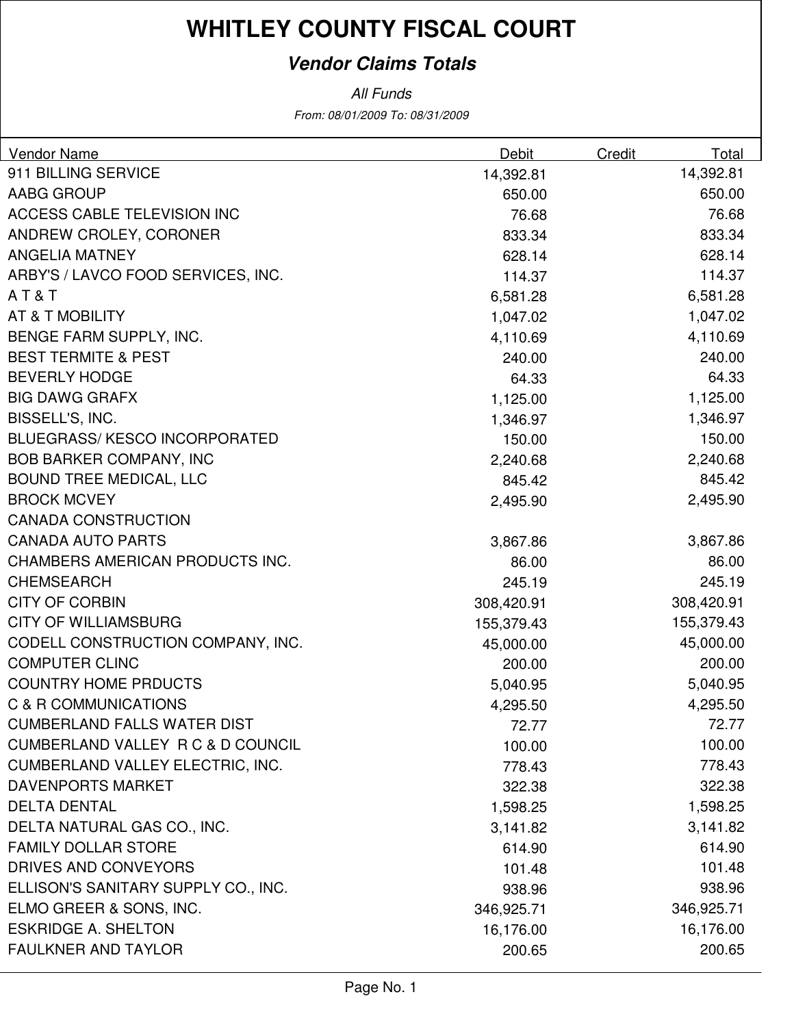# WHITLEY COUNTY FISCAL COURT

## *Vendor Claims Totals*

*All Funds*

*From: 08/01/2009 To: 08/31/2009*

| Vendor Name | Debit | Credit | Total |
|---|---|---|---|
| 911 BILLING SERVICE | 14,392.81 | | 14,392.81 |
| AABG GROUP | 650.00 | | 650.00 |
| ACCESS CABLE TELEVISION INC | 76.68 | | 76.68 |
| ANDREW CROLEY, CORONER | 833.34 | | 833.34 |
| ANGELIA MATNEY | 628.14 | | 628.14 |
| ARBY'S / LAVCO FOOD SERVICES, INC. | 114.37 | | 114.37 |
| A T & T | 6,581.28 | | 6,581.28 |
| AT & T MOBILITY | 1,047.02 | | 1,047.02 |
| BENGE FARM SUPPLY, INC. | 4,110.69 | | 4,110.69 |
| BEST TERMITE & PEST | 240.00 | | 240.00 |
| BEVERLY HODGE | 64.33 | | 64.33 |
| BIG DAWG GRAFX | 1,125.00 | | 1,125.00 |
| BISSELL'S, INC. | 1,346.97 | | 1,346.97 |
| BLUEGRASS/ KESCO INCORPORATED | 150.00 | | 150.00 |
| BOB BARKER COMPANY, INC | 2,240.68 | | 2,240.68 |
| BOUND TREE MEDICAL, LLC | 845.42 | | 845.42 |
| BROCK MCVEY | 2,495.90 | | 2,495.90 |
| CANADA CONSTRUCTION | | | |
| CANADA AUTO PARTS | 3,867.86 | | 3,867.86 |
| CHAMBERS AMERICAN PRODUCTS INC. | 86.00 | | 86.00 |
| CHEMSEARCH | 245.19 | | 245.19 |
| CITY OF CORBIN | 308,420.91 | | 308,420.91 |
| CITY OF WILLIAMSBURG | 155,379.43 | | 155,379.43 |
| CODELL CONSTRUCTION COMPANY, INC. | 45,000.00 | | 45,000.00 |
| COMPUTER CLINC | 200.00 | | 200.00 |
| COUNTRY HOME PRDUCTS | 5,040.95 | | 5,040.95 |
| C & R COMMUNICATIONS | 4,295.50 | | 4,295.50 |
| CUMBERLAND FALLS WATER DIST | 72.77 | | 72.77 |
| CUMBERLAND VALLEY R C & D COUNCIL | 100.00 | | 100.00 |
| CUMBERLAND VALLEY ELECTRIC, INC. | 778.43 | | 778.43 |
| DAVENPORTS MARKET | 322.38 | | 322.38 |
| DELTA DENTAL | 1,598.25 | | 1,598.25 |
| DELTA NATURAL GAS CO., INC. | 3,141.82 | | 3,141.82 |
| FAMILY DOLLAR STORE | 614.90 | | 614.90 |
| DRIVES AND CONVEYORS | 101.48 | | 101.48 |
| ELLISON'S SANITARY SUPPLY CO., INC. | 938.96 | | 938.96 |
| ELMO GREER & SONS, INC. | 346,925.71 | | 346,925.71 |
| ESKRIDGE A. SHELTON | 16,176.00 | | 16,176.00 |
| FAULKNER AND TAYLOR | 200.65 | | 200.65 |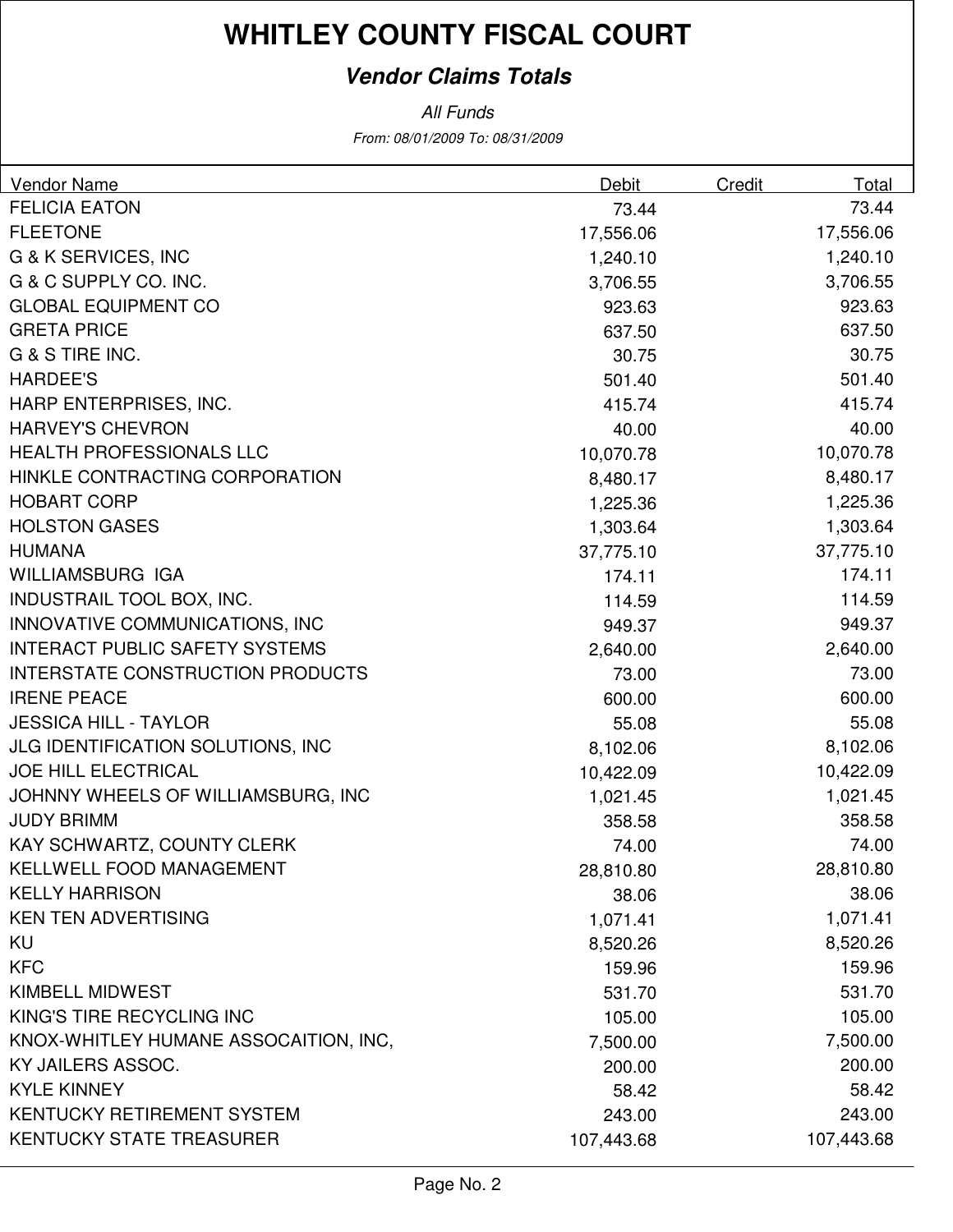# WHITLEY COUNTY FISCAL COURT

## *Vendor Claims Totals*

*All Funds*

*From: 08/01/2009 To: 08/31/2009*

| Vendor Name | Debit | Credit | Total |
|---|---|---|---|
| FELICIA EATON | 73.44 | | 73.44 |
| FLEETONE | 17,556.06 | | 17,556.06 |
| G & K SERVICES, INC | 1,240.10 | | 1,240.10 |
| G & C SUPPLY CO. INC. | 3,706.55 | | 3,706.55 |
| GLOBAL EQUIPMENT CO | 923.63 | | 923.63 |
| GRETA PRICE | 637.50 | | 637.50 |
| G & S TIRE INC. | 30.75 | | 30.75 |
| HARDEE'S | 501.40 | | 501.40 |
| HARP ENTERPRISES, INC. | 415.74 | | 415.74 |
| HARVEY'S CHEVRON | 40.00 | | 40.00 |
| HEALTH PROFESSIONALS LLC | 10,070.78 | | 10,070.78 |
| HINKLE CONTRACTING CORPORATION | 8,480.17 | | 8,480.17 |
| HOBART CORP | 1,225.36 | | 1,225.36 |
| HOLSTON GASES | 1,303.64 | | 1,303.64 |
| HUMANA | 37,775.10 | | 37,775.10 |
| WILLIAMSBURG IGA | 174.11 | | 174.11 |
| INDUSTRAIL TOOL BOX, INC. | 114.59 | | 114.59 |
| INNOVATIVE COMMUNICATIONS, INC | 949.37 | | 949.37 |
| INTERACT PUBLIC SAFETY SYSTEMS | 2,640.00 | | 2,640.00 |
| INTERSTATE CONSTRUCTION PRODUCTS | 73.00 | | 73.00 |
| IRENE PEACE | 600.00 | | 600.00 |
| JESSICA HILL - TAYLOR | 55.08 | | 55.08 |
| JLG IDENTIFICATION SOLUTIONS, INC | 8,102.06 | | 8,102.06 |
| JOE HILL ELECTRICAL | 10,422.09 | | 10,422.09 |
| JOHNNY WHEELS OF WILLIAMSBURG, INC | 1,021.45 | | 1,021.45 |
| JUDY BRIMM | 358.58 | | 358.58 |
| KAY SCHWARTZ, COUNTY CLERK | 74.00 | | 74.00 |
| KELLWELL FOOD MANAGEMENT | 28,810.80 | | 28,810.80 |
| KELLY HARRISON | 38.06 | | 38.06 |
| KEN TEN ADVERTISING | 1,071.41 | | 1,071.41 |
| KU | 8,520.26 | | 8,520.26 |
| KFC | 159.96 | | 159.96 |
| KIMBELL MIDWEST | 531.70 | | 531.70 |
| KING'S TIRE RECYCLING INC | 105.00 | | 105.00 |
| KNOX-WHITLEY HUMANE ASSOCAITION, INC, | 7,500.00 | | 7,500.00 |
| KY JAILERS ASSOC. | 200.00 | | 200.00 |
| KYLE KINNEY | 58.42 | | 58.42 |
| KENTUCKY RETIREMENT SYSTEM | 243.00 | | 243.00 |
| KENTUCKY STATE TREASURER | 107,443.68 | | 107,443.68 |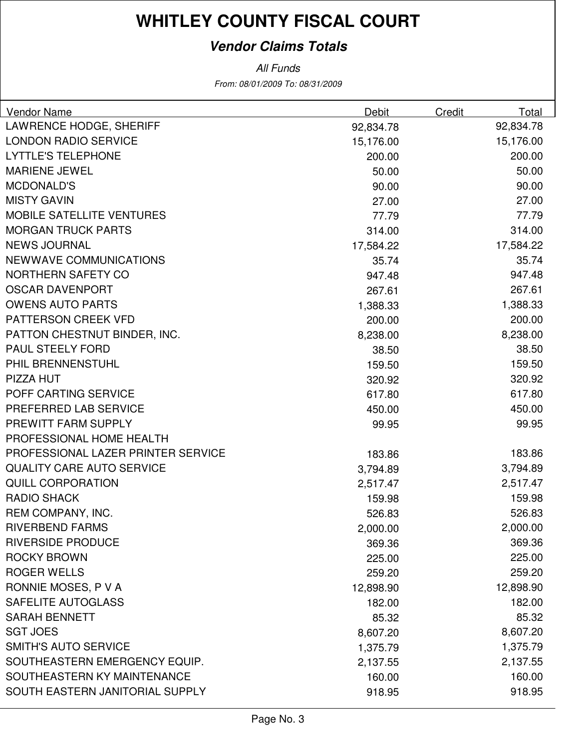# WHITLEY COUNTY FISCAL COURT

## *Vendor Claims Totals*

*All Funds*

*From: 08/01/2009 To: 08/31/2009*

| Vendor Name | Debit | Credit | Total |
|---|---|---|---|
| LAWRENCE HODGE, SHERIFF | 92,834.78 | | 92,834.78 |
| LONDON RADIO SERVICE | 15,176.00 | | 15,176.00 |
| LYTTLE'S TELEPHONE | 200.00 | | 200.00 |
| MARIENE JEWEL | 50.00 | | 50.00 |
| MCDONALD'S | 90.00 | | 90.00 |
| MISTY GAVIN | 27.00 | | 27.00 |
| MOBILE SATELLITE VENTURES | 77.79 | | 77.79 |
| MORGAN TRUCK PARTS | 314.00 | | 314.00 |
| NEWS JOURNAL | 17,584.22 | | 17,584.22 |
| NEWWAVE COMMUNICATIONS | 35.74 | | 35.74 |
| NORTHERN SAFETY CO | 947.48 | | 947.48 |
| OSCAR DAVENPORT | 267.61 | | 267.61 |
| OWENS AUTO PARTS | 1,388.33 | | 1,388.33 |
| PATTERSON CREEK VFD | 200.00 | | 200.00 |
| PATTON CHESTNUT BINDER, INC. | 8,238.00 | | 8,238.00 |
| PAUL STEELY FORD | 38.50 | | 38.50 |
| PHIL BRENNENSTUHL | 159.50 | | 159.50 |
| PIZZA HUT | 320.92 | | 320.92 |
| POFF CARTING SERVICE | 617.80 | | 617.80 |
| PREFERRED LAB SERVICE | 450.00 | | 450.00 |
| PREWITT FARM SUPPLY | 99.95 | | 99.95 |
| PROFESSIONAL HOME HEALTH | | | |
| PROFESSIONAL LAZER PRINTER SERVICE | 183.86 | | 183.86 |
| QUALITY CARE AUTO SERVICE | 3,794.89 | | 3,794.89 |
| QUILL CORPORATION | 2,517.47 | | 2,517.47 |
| RADIO SHACK | 159.98 | | 159.98 |
| REM COMPANY, INC. | 526.83 | | 526.83 |
| RIVERBEND FARMS | 2,000.00 | | 2,000.00 |
| RIVERSIDE PRODUCE | 369.36 | | 369.36 |
| ROCKY BROWN | 225.00 | | 225.00 |
| ROGER WELLS | 259.20 | | 259.20 |
| RONNIE MOSES, P V A | 12,898.90 | | 12,898.90 |
| SAFELITE AUTOGLASS | 182.00 | | 182.00 |
| SARAH BENNETT | 85.32 | | 85.32 |
| SGT JOES | 8,607.20 | | 8,607.20 |
| SMITH'S AUTO SERVICE | 1,375.79 | | 1,375.79 |
| SOUTHEASTERN EMERGENCY EQUIP. | 2,137.55 | | 2,137.55 |
| SOUTHEASTERN KY MAINTENANCE | 160.00 | | 160.00 |
| SOUTH EASTERN JANITORIAL SUPPLY | 918.95 | | 918.95 |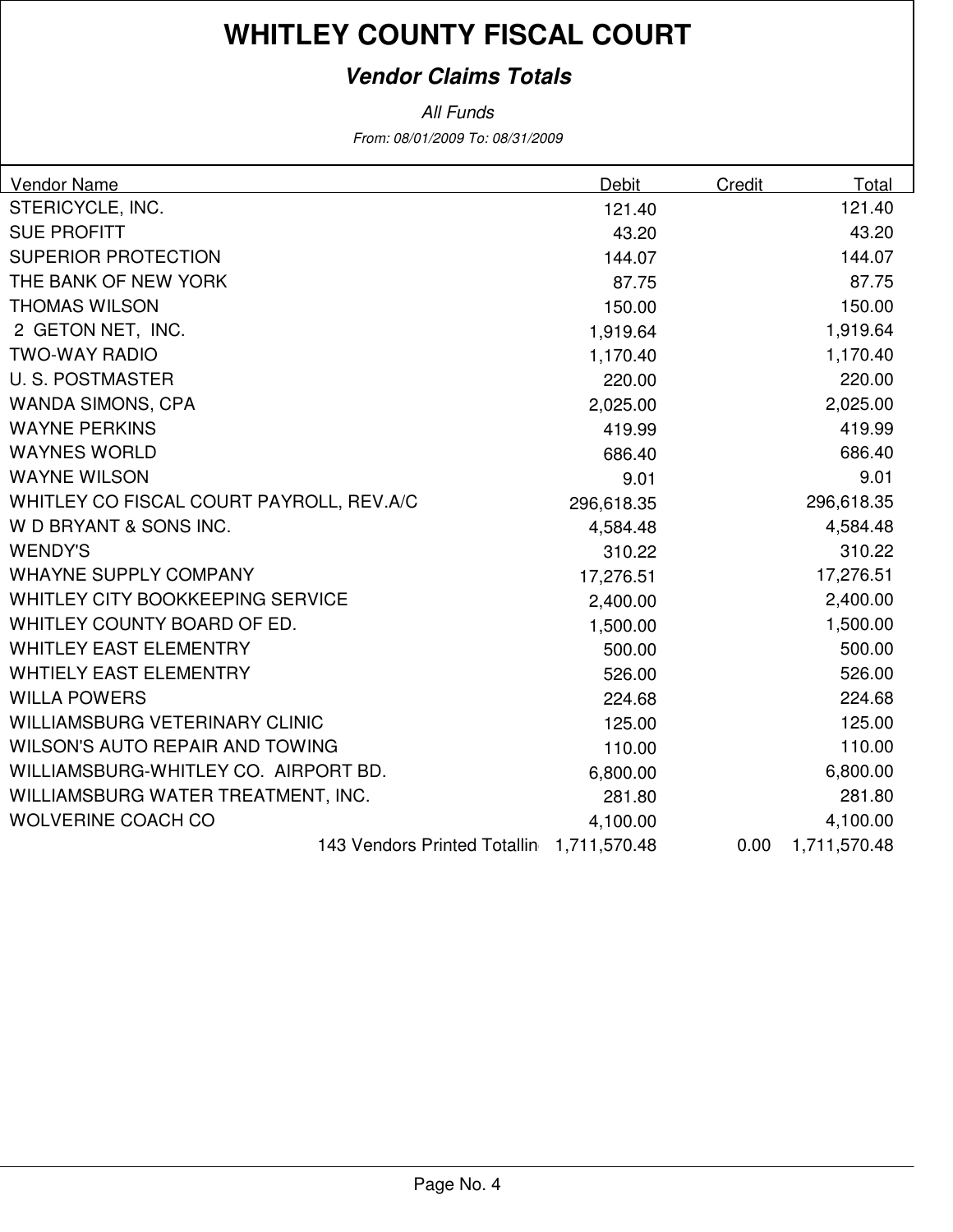# WHITLEY COUNTY FISCAL COURT

## *Vendor Claims Totals*

*All Funds*

*From: 08/01/2009 To: 08/31/2009*

| Vendor Name | Debit | Credit | Total |
|---|---|---|---|
| STERICYCLE, INC. | 121.40 | | 121.40 |
| SUE PROFITT | 43.20 | | 43.20 |
| SUPERIOR PROTECTION | 144.07 | | 144.07 |
| THE BANK OF NEW YORK | 87.75 | | 87.75 |
| THOMAS WILSON | 150.00 | | 150.00 |
| 2 GETON NET, INC. | 1,919.64 | | 1,919.64 |
| TWO-WAY RADIO | 1,170.40 | | 1,170.40 |
| U. S. POSTMASTER | 220.00 | | 220.00 |
| WANDA SIMONS, CPA | 2,025.00 | | 2,025.00 |
| WAYNE PERKINS | 419.99 | | 419.99 |
| WAYNES WORLD | 686.40 | | 686.40 |
| WAYNE WILSON | 9.01 | | 9.01 |
| WHITLEY CO FISCAL COURT PAYROLL, REV.A/C | 296,618.35 | | 296,618.35 |
| W D BRYANT & SONS INC. | 4,584.48 | | 4,584.48 |
| WENDY'S | 310.22 | | 310.22 |
| WHAYNE SUPPLY COMPANY | 17,276.51 | | 17,276.51 |
| WHITLEY CITY BOOKKEEPING SERVICE | 2,400.00 | | 2,400.00 |
| WHITLEY COUNTY BOARD OF ED. | 1,500.00 | | 1,500.00 |
| WHITLEY EAST ELEMENTRY | 500.00 | | 500.00 |
| WHTIELY EAST ELEMENTRY | 526.00 | | 526.00 |
| WILLA POWERS | 224.68 | | 224.68 |
| WILLIAMSBURG VETERINARY CLINIC | 125.00 | | 125.00 |
| WILSON'S AUTO REPAIR AND TOWING | 110.00 | | 110.00 |
| WILLIAMSBURG-WHITLEY CO. AIRPORT BD. | 6,800.00 | | 6,800.00 |
| WILLIAMSBURG WATER TREATMENT, INC. | 281.80 | | 281.80 |
| WOLVERINE COACH CO | 4,100.00 | | 4,100.00 |
| 143 Vendors Printed Totallin | 1,711,570.48 | 0.00 | 1,711,570.48 |